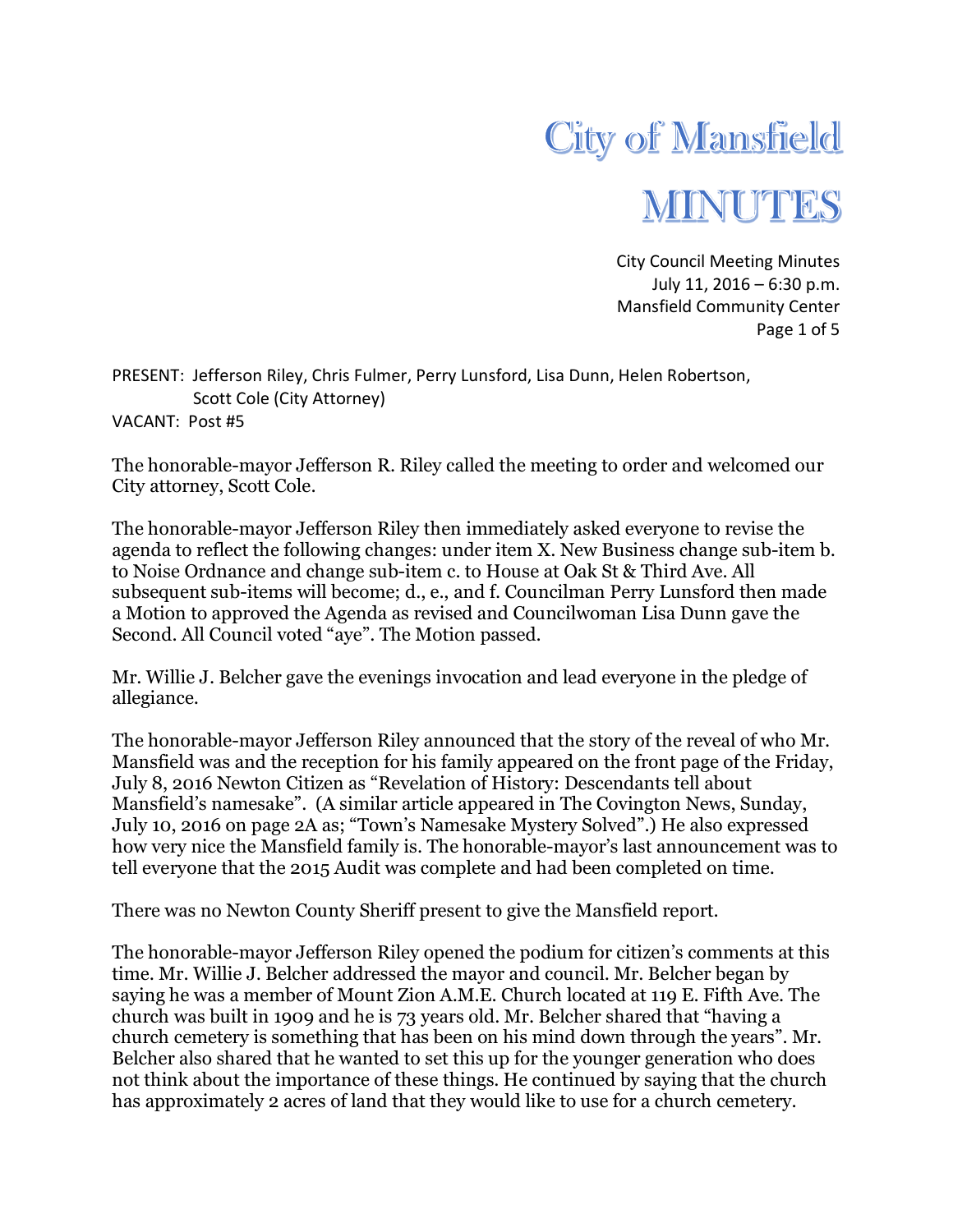# City of Mansfield

# MINUTES

City Council Meeting Minutes
July 11, 2016 – 6:30 p.m.
Mansfield Community Center

PRESENT: Jefferson Riley, Chris Fulmer, Perry Lunsford, Lisa Dunn, Helen Robertson, Scott Cole (City Attorney)
VACANT: Post #5

The honorable-mayor Jefferson R. Riley called the meeting to order and welcomed our City attorney, Scott Cole.

The honorable-mayor Jefferson Riley then immediately asked everyone to revise the agenda to reflect the following changes: under item X. New Business change sub-item b. to Noise Ordnance and change sub-item c. to House at Oak St & Third Ave. All subsequent sub-items will become; d., e., and f. Councilman Perry Lunsford then made a Motion to approved the Agenda as revised and Councilwoman Lisa Dunn gave the Second. All Council voted "aye". The Motion passed.

Mr. Willie J. Belcher gave the evenings invocation and lead everyone in the pledge of allegiance.

The honorable-mayor Jefferson Riley announced that the story of the reveal of who Mr. Mansfield was and the reception for his family appeared on the front page of the Friday, July 8, 2016 Newton Citizen as "Revelation of History: Descendants tell about Mansfield's namesake". (A similar article appeared in The Covington News, Sunday, July 10, 2016 on page 2A as; "Town's Namesake Mystery Solved".) He also expressed how very nice the Mansfield family is. The honorable-mayor's last announcement was to tell everyone that the 2015 Audit was complete and had been completed on time.

There was no Newton County Sheriff present to give the Mansfield report.

The honorable-mayor Jefferson Riley opened the podium for citizen's comments at this time. Mr. Willie J. Belcher addressed the mayor and council. Mr. Belcher began by saying he was a member of Mount Zion A.M.E. Church located at 119 E. Fifth Ave. The church was built in 1909 and he is 73 years old. Mr. Belcher shared that "having a church cemetery is something that has been on his mind down through the years". Mr. Belcher also shared that he wanted to set this up for the younger generation who does not think about the importance of these things. He continued by saying that the church has approximately 2 acres of land that they would like to use for a church cemetery.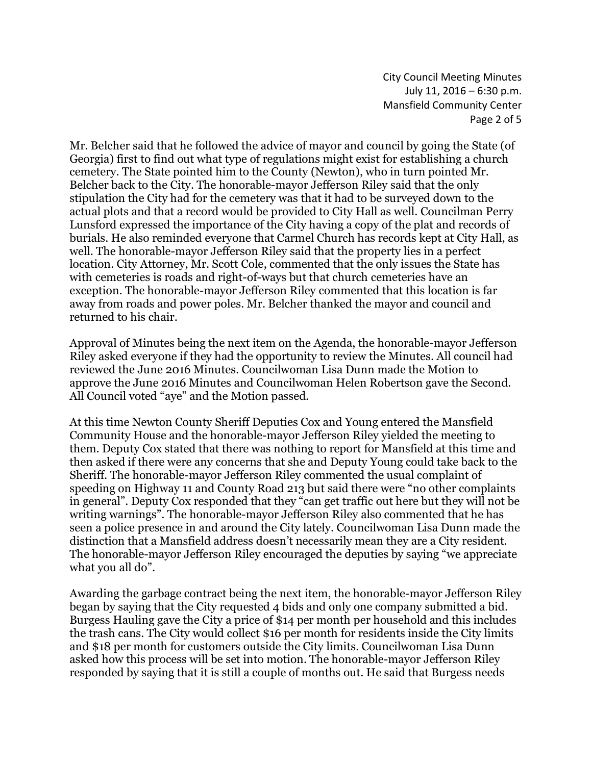Mr. Belcher said that he followed the advice of mayor and council by going the State (of Georgia) first to find out what type of regulations might exist for establishing a church cemetery. The State pointed him to the County (Newton), who in turn pointed Mr. Belcher back to the City. The honorable-mayor Jefferson Riley said that the only stipulation the City had for the cemetery was that it had to be surveyed down to the actual plots and that a record would be provided to City Hall as well. Councilman Perry Lunsford expressed the importance of the City having a copy of the plat and records of burials. He also reminded everyone that Carmel Church has records kept at City Hall, as well. The honorable-mayor Jefferson Riley said that the property lies in a perfect location. City Attorney, Mr. Scott Cole, commented that the only issues the State has with cemeteries is roads and right-of-ways but that church cemeteries have an exception. The honorable-mayor Jefferson Riley commented that this location is far away from roads and power poles. Mr. Belcher thanked the mayor and council and returned to his chair.

Approval of Minutes being the next item on the Agenda, the honorable-mayor Jefferson Riley asked everyone if they had the opportunity to review the Minutes. All council had reviewed the June 2016 Minutes. Councilwoman Lisa Dunn made the Motion to approve the June 2016 Minutes and Councilwoman Helen Robertson gave the Second. All Council voted "aye" and the Motion passed.

At this time Newton County Sheriff Deputies Cox and Young entered the Mansfield Community House and the honorable-mayor Jefferson Riley yielded the meeting to them. Deputy Cox stated that there was nothing to report for Mansfield at this time and then asked if there were any concerns that she and Deputy Young could take back to the Sheriff. The honorable-mayor Jefferson Riley commented the usual complaint of speeding on Highway 11 and County Road 213 but said there were "no other complaints in general". Deputy Cox responded that they "can get traffic out here but they will not be writing warnings". The honorable-mayor Jefferson Riley also commented that he has seen a police presence in and around the City lately. Councilwoman Lisa Dunn made the distinction that a Mansfield address doesn't necessarily mean they are a City resident. The honorable-mayor Jefferson Riley encouraged the deputies by saying "we appreciate what you all do".

Awarding the garbage contract being the next item, the honorable-mayor Jefferson Riley began by saying that the City requested 4 bids and only one company submitted a bid. Burgess Hauling gave the City a price of $14 per month per household and this includes the trash cans. The City would collect $16 per month for residents inside the City limits and $18 per month for customers outside the City limits. Councilwoman Lisa Dunn asked how this process will be set into motion. The honorable-mayor Jefferson Riley responded by saying that it is still a couple of months out. He said that Burgess needs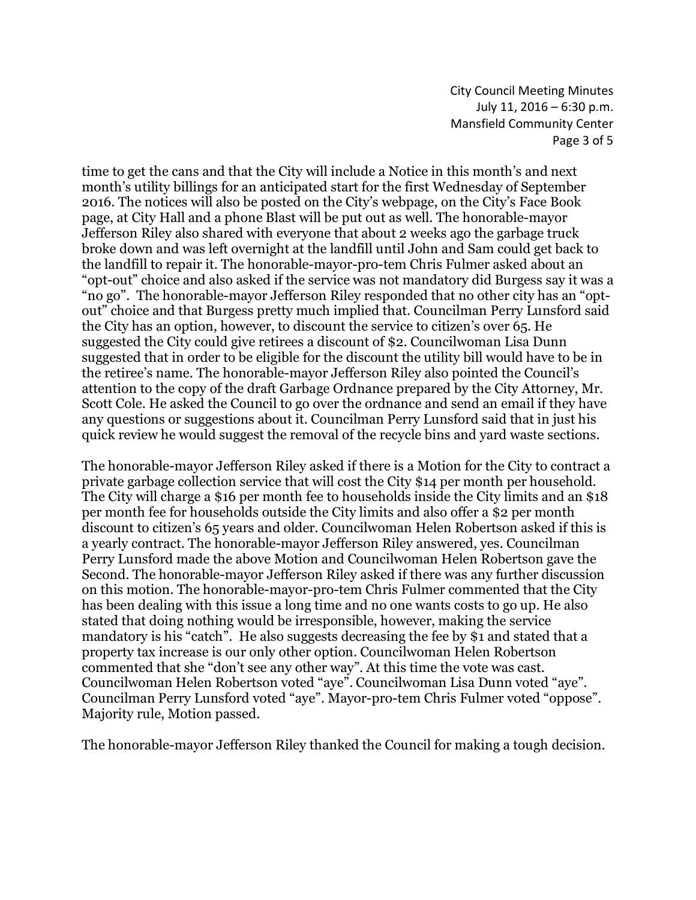time to get the cans and that the City will include a Notice in this month's and next month's utility billings for an anticipated start for the first Wednesday of September 2016. The notices will also be posted on the City's webpage, on the City's Face Book page, at City Hall and a phone Blast will be put out as well. The honorable-mayor Jefferson Riley also shared with everyone that about 2 weeks ago the garbage truck broke down and was left overnight at the landfill until John and Sam could get back to the landfill to repair it. The honorable-mayor-pro-tem Chris Fulmer asked about an "opt-out" choice and also asked if the service was not mandatory did Burgess say it was a "no go". The honorable-mayor Jefferson Riley responded that no other city has an "opt-out" choice and that Burgess pretty much implied that. Councilman Perry Lunsford said the City has an option, however, to discount the service to citizen's over 65. He suggested the City could give retirees a discount of $2. Councilwoman Lisa Dunn suggested that in order to be eligible for the discount the utility bill would have to be in the retiree's name. The honorable-mayor Jefferson Riley also pointed the Council's attention to the copy of the draft Garbage Ordnance prepared by the City Attorney, Mr. Scott Cole. He asked the Council to go over the ordnance and send an email if they have any questions or suggestions about it. Councilman Perry Lunsford said that in just his quick review he would suggest the removal of the recycle bins and yard waste sections.

The honorable-mayor Jefferson Riley asked if there is a Motion for the City to contract a private garbage collection service that will cost the City $14 per month per household. The City will charge a $16 per month fee to households inside the City limits and an $18 per month fee for households outside the City limits and also offer a $2 per month discount to citizen's 65 years and older. Councilwoman Helen Robertson asked if this is a yearly contract. The honorable-mayor Jefferson Riley answered, yes. Councilman Perry Lunsford made the above Motion and Councilwoman Helen Robertson gave the Second. The honorable-mayor Jefferson Riley asked if there was any further discussion on this motion. The honorable-mayor-pro-tem Chris Fulmer commented that the City has been dealing with this issue a long time and no one wants costs to go up. He also stated that doing nothing would be irresponsible, however, making the service mandatory is his "catch". He also suggests decreasing the fee by $1 and stated that a property tax increase is our only other option. Councilwoman Helen Robertson commented that she "don't see any other way". At this time the vote was cast. Councilwoman Helen Robertson voted "aye". Councilwoman Lisa Dunn voted "aye". Councilman Perry Lunsford voted "aye". Mayor-pro-tem Chris Fulmer voted "oppose". Majority rule, Motion passed.

The honorable-mayor Jefferson Riley thanked the Council for making a tough decision.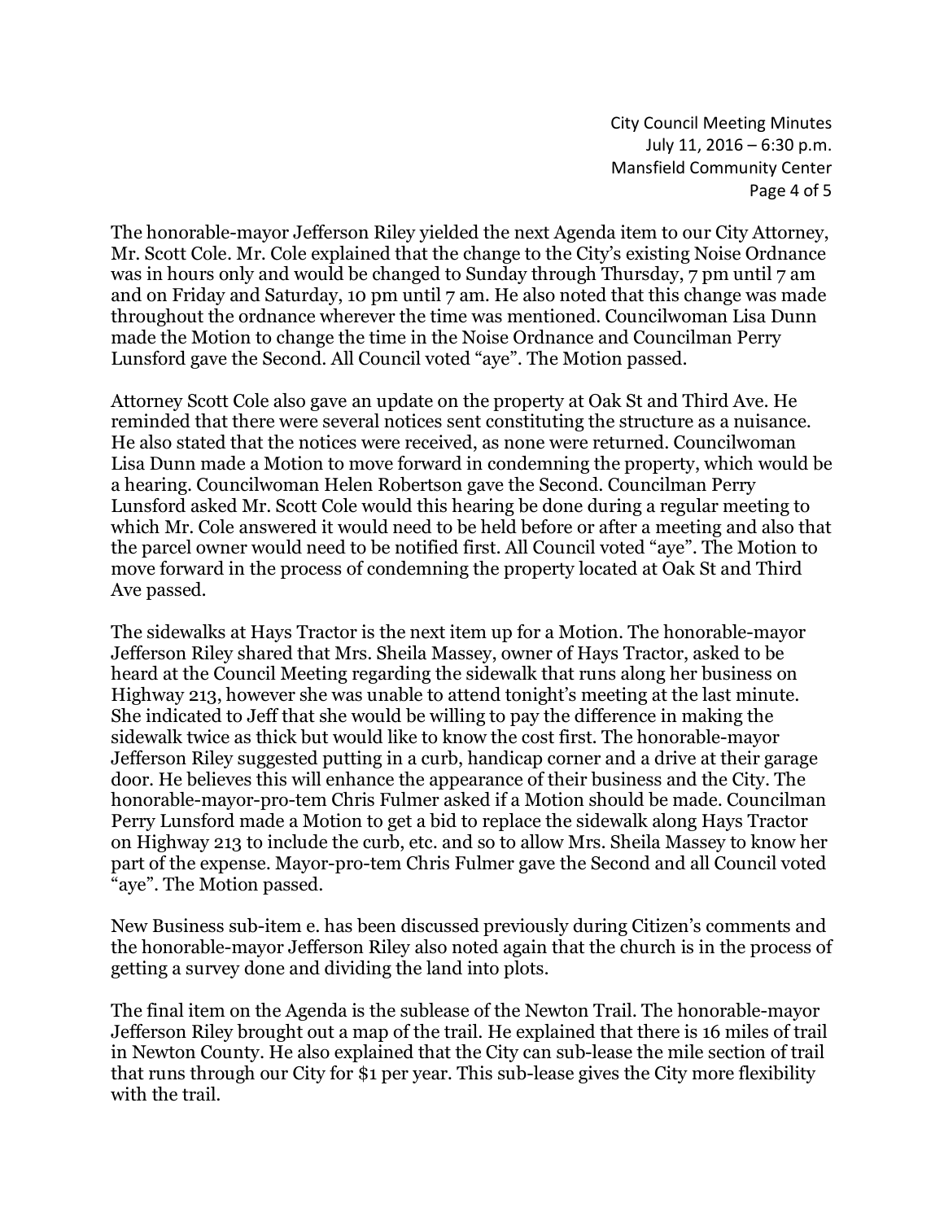The honorable-mayor Jefferson Riley yielded the next Agenda item to our City Attorney, Mr. Scott Cole. Mr. Cole explained that the change to the City's existing Noise Ordnance was in hours only and would be changed to Sunday through Thursday, 7 pm until 7 am and on Friday and Saturday, 10 pm until 7 am. He also noted that this change was made throughout the ordnance wherever the time was mentioned. Councilwoman Lisa Dunn made the Motion to change the time in the Noise Ordnance and Councilman Perry Lunsford gave the Second. All Council voted "aye". The Motion passed.

Attorney Scott Cole also gave an update on the property at Oak St and Third Ave. He reminded that there were several notices sent constituting the structure as a nuisance. He also stated that the notices were received, as none were returned. Councilwoman Lisa Dunn made a Motion to move forward in condemning the property, which would be a hearing. Councilwoman Helen Robertson gave the Second. Councilman Perry Lunsford asked Mr. Scott Cole would this hearing be done during a regular meeting to which Mr. Cole answered it would need to be held before or after a meeting and also that the parcel owner would need to be notified first. All Council voted "aye". The Motion to move forward in the process of condemning the property located at Oak St and Third Ave passed.

The sidewalks at Hays Tractor is the next item up for a Motion. The honorable-mayor Jefferson Riley shared that Mrs. Sheila Massey, owner of Hays Tractor, asked to be heard at the Council Meeting regarding the sidewalk that runs along her business on Highway 213, however she was unable to attend tonight's meeting at the last minute. She indicated to Jeff that she would be willing to pay the difference in making the sidewalk twice as thick but would like to know the cost first. The honorable-mayor Jefferson Riley suggested putting in a curb, handicap corner and a drive at their garage door. He believes this will enhance the appearance of their business and the City. The honorable-mayor-pro-tem Chris Fulmer asked if a Motion should be made. Councilman Perry Lunsford made a Motion to get a bid to replace the sidewalk along Hays Tractor on Highway 213 to include the curb, etc. and so to allow Mrs. Sheila Massey to know her part of the expense. Mayor-pro-tem Chris Fulmer gave the Second and all Council voted "aye". The Motion passed.

New Business sub-item e. has been discussed previously during Citizen's comments and the honorable-mayor Jefferson Riley also noted again that the church is in the process of getting a survey done and dividing the land into plots.

The final item on the Agenda is the sublease of the Newton Trail. The honorable-mayor Jefferson Riley brought out a map of the trail. He explained that there is 16 miles of trail in Newton County. He also explained that the City can sub-lease the mile section of trail that runs through our City for $1 per year. This sub-lease gives the City more flexibility with the trail.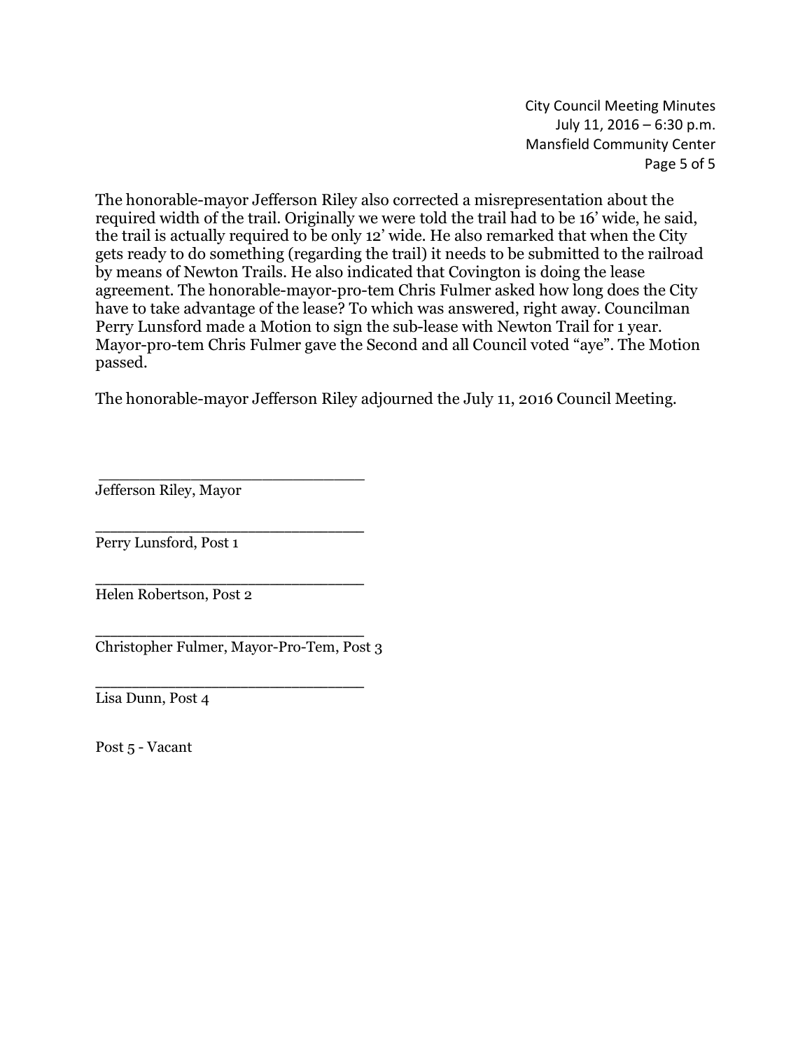The honorable-mayor Jefferson Riley also corrected a misrepresentation about the required width of the trail. Originally we were told the trail had to be 16' wide, he said, the trail is actually required to be only 12' wide. He also remarked that when the City gets ready to do something (regarding the trail) it needs to be submitted to the railroad by means of Newton Trails. He also indicated that Covington is doing the lease agreement. The honorable-mayor-pro-tem Chris Fulmer asked how long does the City have to take advantage of the lease? To which was answered, right away. Councilman Perry Lunsford made a Motion to sign the sub-lease with Newton Trail for 1 year. Mayor-pro-tem Chris Fulmer gave the Second and all Council voted "aye". The Motion passed.

The honorable-mayor Jefferson Riley adjourned the July 11, 2016 Council Meeting.

_____________________________
Jefferson Riley, Mayor

_____________________________
Perry Lunsford, Post 1

_____________________________
Helen Robertson, Post 2

_____________________________
Christopher Fulmer, Mayor-Pro-Tem, Post 3

_____________________________
Lisa Dunn, Post 4

Post 5 - Vacant